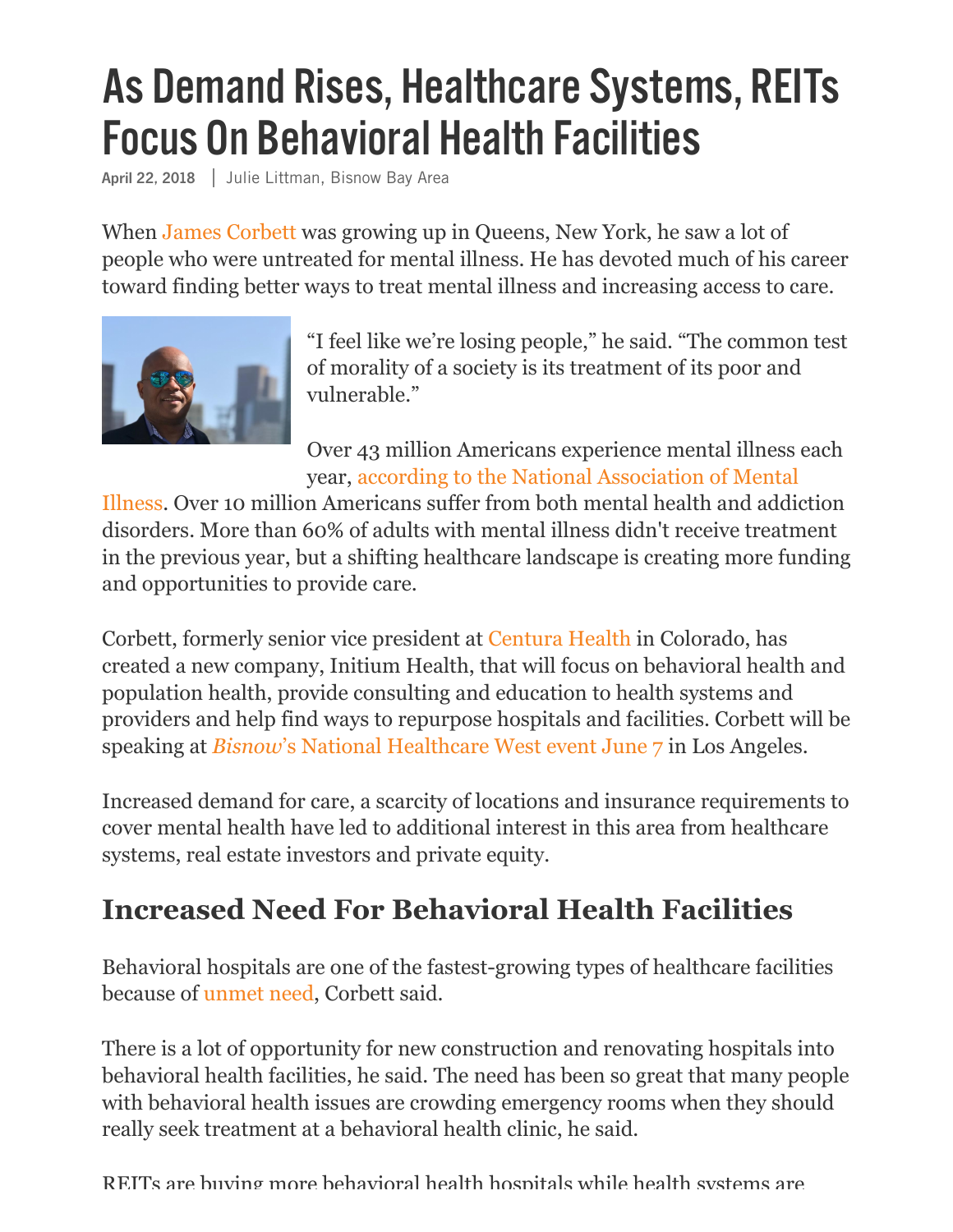# As Demand Rises, Healthcare Systems, REITs Focus On Behavioral Health Facilities

April 22, 2018 | Julie Littman, Bisnow Bay Area

When James Corbett was growing up in Queens, New York, he saw a lot of people who were untreated for mental illness. He has devoted much of his career toward finding better ways to treat mental illness and increasing access to care.

"I feel like we're losing people," he said. "The common test of morality of a society is its treatment of its poor and vulnerable."

Over 43 million Americans experience mental illness each year, according to the National Association of Mental Illness. Over 10 million Americans suffer from both mental health and addiction disorders. More than 60% of adults with mental illness didn't receive treatment in the previous year, but a shifting healthcare landscape is creating more funding and opportunities to provide care.

Corbett, formerly senior vice president at Centura Health in Colorado, has created a new company, Initium Health, that will focus on behavioral health and population health, provide consulting and education to health systems and providers and help find ways to repurpose hospitals and facilities. Corbett will be speaking at *Bisnow*'s National Healthcare West event June 7 in Los Angeles.

Increased demand for care, a scarcity of locations and insurance requirements to cover mental health have led to additional interest in this area from healthcare systems, real estate investors and private equity.

## Increased Need For Behavioral Health Facilities

Behavioral hospitals are one of the fastest-growing types of healthcare facilities because of unmet need, Corbett said.

There is a lot of opportunity for new construction and renovating hospitals into behavioral health facilities, he said. The need has been so great that many people with behavioral health issues are crowding emergency rooms when they should really seek treatment at a behavioral health clinic, he said.

REITs are buying more behavioral health hospitals while health systems are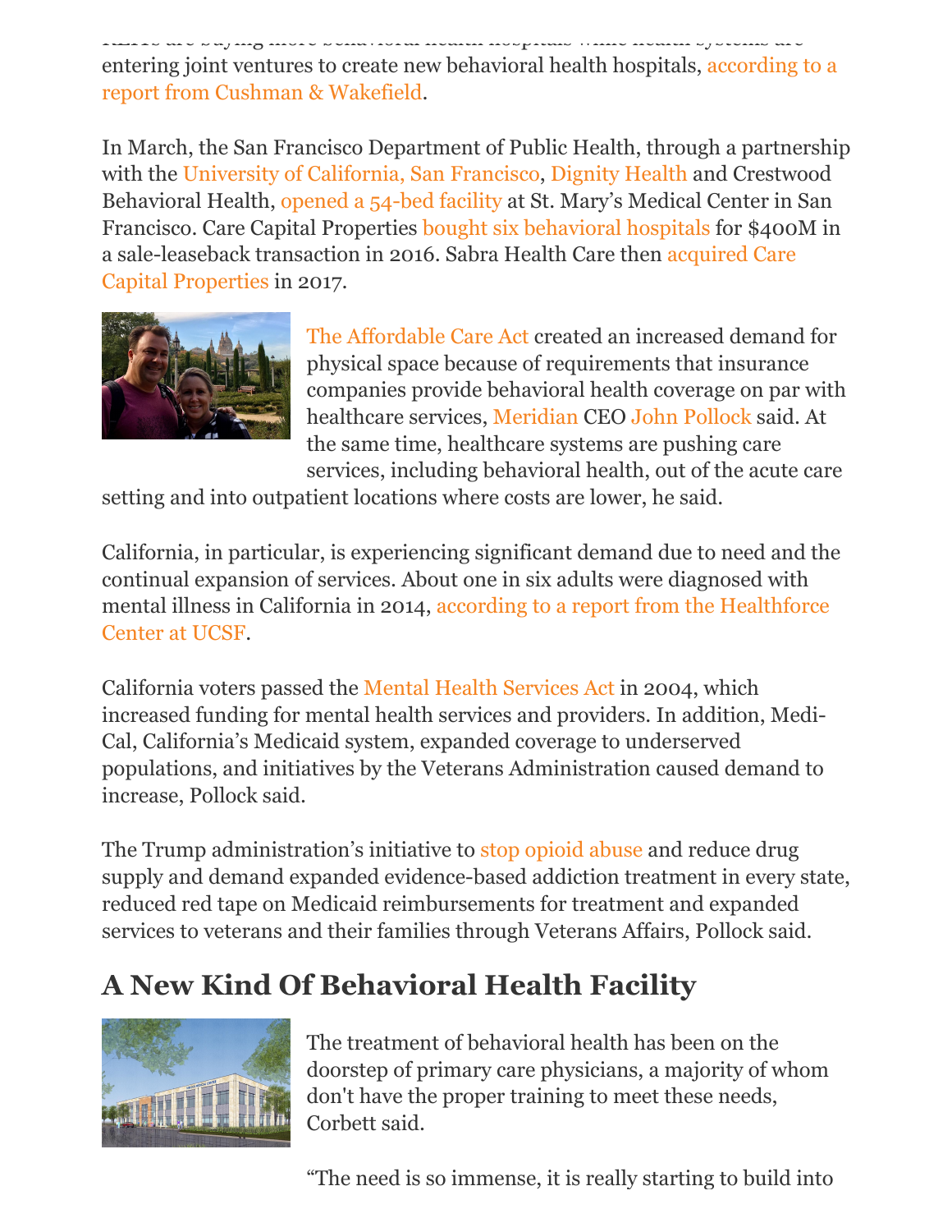entering joint ventures to create new behavioral health hospitals, according to a report from Cushman & Wakefield.

In March, the San Francisco Department of Public Health, through a partnership with the University of California, San Francisco, Dignity Health and Crestwood Behavioral Health, opened a 54-bed facility at St. Mary's Medical Center in San Francisco. Care Capital Properties bought six behavioral hospitals for $400M in a sale-leaseback transaction in 2016. Sabra Health Care then acquired Care Capital Properties in 2017.

The Affordable Care Act created an increased demand for physical space because of requirements that insurance companies provide behavioral health coverage on par with healthcare services, Meridian CEO John Pollock said. At the same time, healthcare systems are pushing care services, including behavioral health, out of the acute care setting and into outpatient locations where costs are lower, he said.

California, in particular, is experiencing significant demand due to need and the continual expansion of services. About one in six adults were diagnosed with mental illness in California in 2014, according to a report from the Healthforce Center at UCSF.

California voters passed the Mental Health Services Act in 2004, which increased funding for mental health services and providers. In addition, Medi-Cal, California's Medicaid system, expanded coverage to underserved populations, and initiatives by the Veterans Administration caused demand to increase, Pollock said.

The Trump administration's initiative to stop opioid abuse and reduce drug supply and demand expanded evidence-based addiction treatment in every state, reduced red tape on Medicaid reimbursements for treatment and expanded services to veterans and their families through Veterans Affairs, Pollock said.

## A New Kind Of Behavioral Health Facility

The treatment of behavioral health has been on the doorstep of primary care physicians, a majority of whom don't have the proper training to meet these needs, Corbett said.

"The need is so immense, it is really starting to build into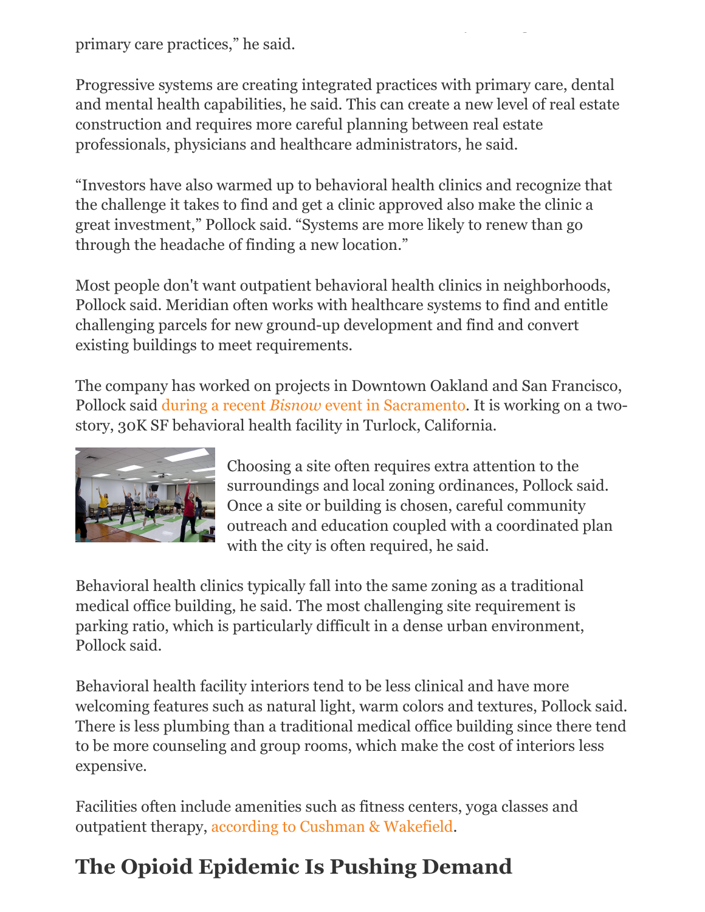primary care practices," he said.

Progressive systems are creating integrated practices with primary care, dental and mental health capabilities, he said. This can create a new level of real estate construction and requires more careful planning between real estate professionals, physicians and healthcare administrators, he said.

"Investors have also warmed up to behavioral health clinics and recognize that the challenge it takes to find and get a clinic approved also make the clinic a great investment," Pollock said. "Systems are more likely to renew than go through the headache of finding a new location."

Most people don't want outpatient behavioral health clinics in neighborhoods, Pollock said. Meridian often works with healthcare systems to find and entitle challenging parcels for new ground-up development and find and convert existing buildings to meet requirements.

The company has worked on projects in Downtown Oakland and San Francisco, Pollock said during a recent *Bisnow* event in Sacramento. It is working on a two-story, 30K SF behavioral health facility in Turlock, California.

Choosing a site often requires extra attention to the surroundings and local zoning ordinances, Pollock said. Once a site or building is chosen, careful community outreach and education coupled with a coordinated plan with the city is often required, he said.

Behavioral health clinics typically fall into the same zoning as a traditional medical office building, he said. The most challenging site requirement is parking ratio, which is particularly difficult in a dense urban environment, Pollock said.

Behavioral health facility interiors tend to be less clinical and have more welcoming features such as natural light, warm colors and textures, Pollock said. There is less plumbing than a traditional medical office building since there tend to be more counseling and group rooms, which make the cost of interiors less expensive.

Facilities often include amenities such as fitness centers, yoga classes and outpatient therapy, according to Cushman & Wakefield.

## The Opioid Epidemic Is Pushing Demand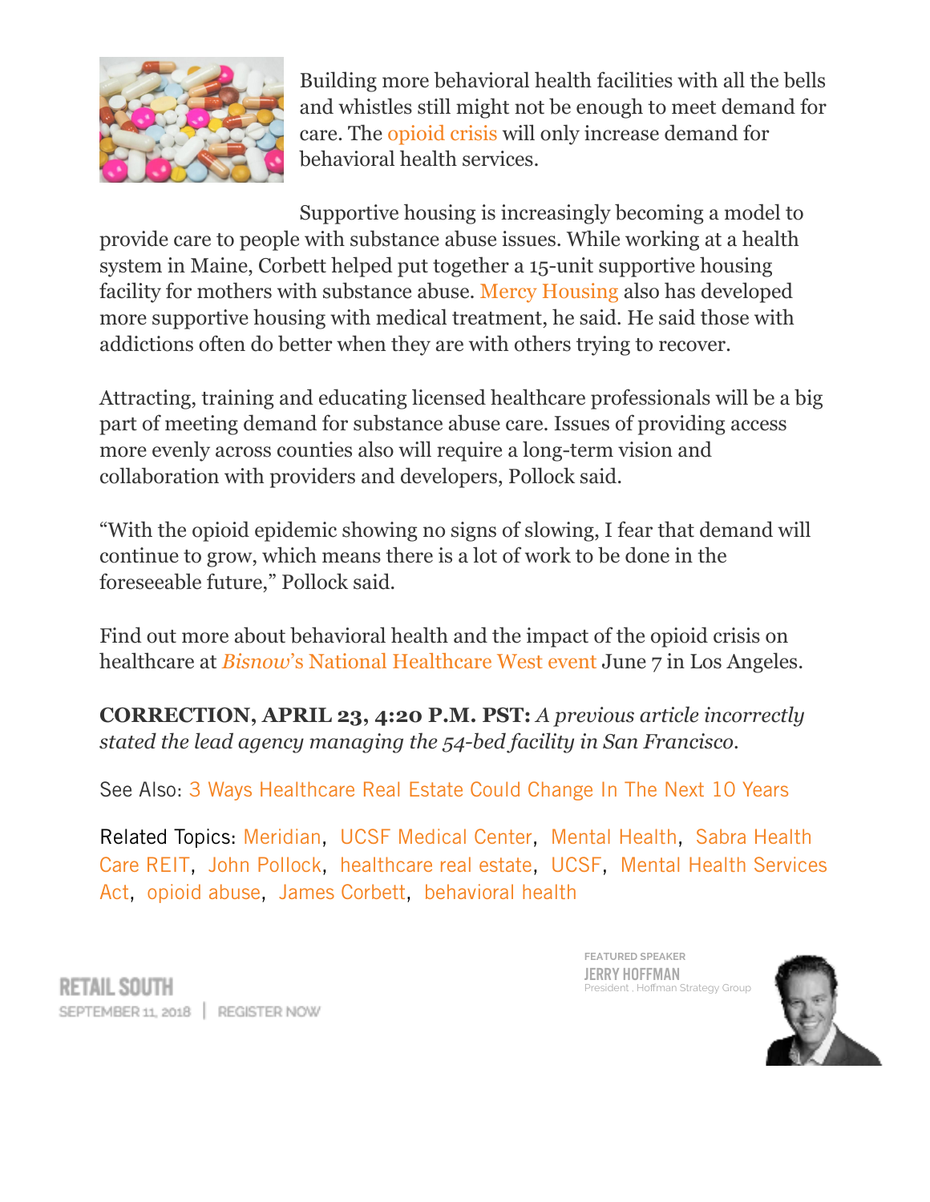Building more behavioral health facilities with all the bells and whistles still might not be enough to meet demand for care. The opioid crisis will only increase demand for behavioral health services.

Supportive housing is increasingly becoming a model to provide care to people with substance abuse issues. While working at a health system in Maine, Corbett helped put together a 15-unit supportive housing facility for mothers with substance abuse. Mercy Housing also has developed more supportive housing with medical treatment, he said. He said those with addictions often do better when they are with others trying to recover.

Attracting, training and educating licensed healthcare professionals will be a big part of meeting demand for substance abuse care. Issues of providing access more evenly across counties also will require a long-term vision and collaboration with providers and developers, Pollock said.

"With the opioid epidemic showing no signs of slowing, I fear that demand will continue to grow, which means there is a lot of work to be done in the foreseeable future," Pollock said.

Find out more about behavioral health and the impact of the opioid crisis on healthcare at *Bisnow*'s National Healthcare West event June 7 in Los Angeles.

**CORRECTION, APRIL 23, 4:20 P.M. PST:** *A previous article incorrectly stated the lead agency managing the 54-bed facility in San Francisco.*

See Also: 3 Ways Healthcare Real Estate Could Change In The Next 10 Years

Related Topics: Meridian, UCSF Medical Center, Mental Health, Sabra Health Care REIT, John Pollock, healthcare real estate, UCSF, Mental Health Services Act, opioid abuse, James Corbett, behavioral health

RETAIL SOUTH

SEPTEMBER 11, 2018 | REGISTER NOW

FEATURED SPEAKER

JERRY HOFFMAN

President , Hoffman Strategy Group